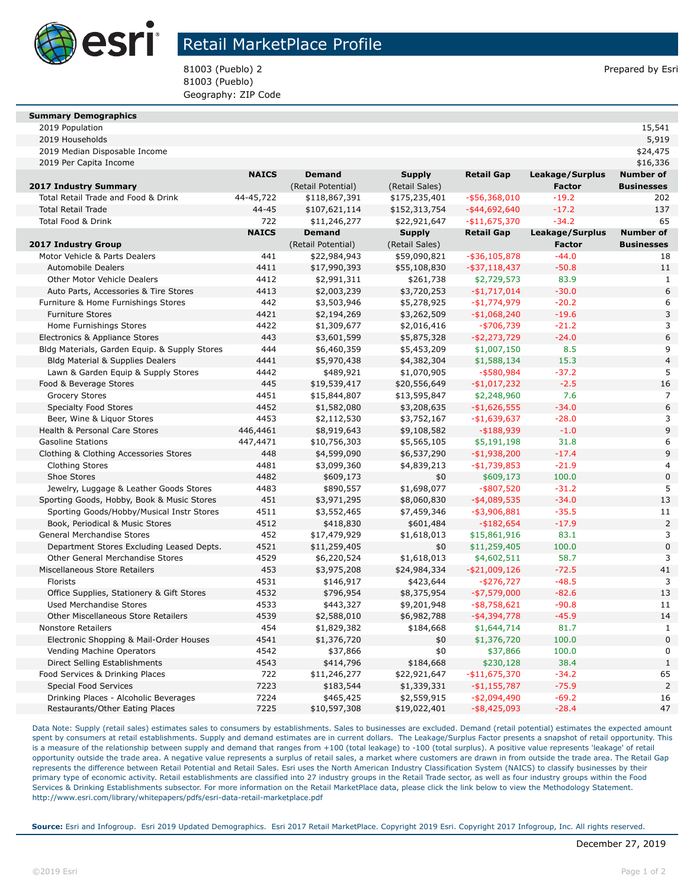# Retail MarketPlace Profile

81003 (Pueblo) 2
81003 (Pueblo)
Geography: ZIP Code

Prepared by Esri

| **Summary Demographics** | |
|---|---|
| 2019 Population | 15,541 |
| 2019 Households | 5,919 |
| 2019 Median Disposable Income | $24,475 |
| 2019 Per Capita Income | $16,336 |

| **2017 Industry Summary** | **NAICS** | **Demand** (Retail Potential) | **Supply** (Retail Sales) | **Retail Gap** | **Leakage/Surplus Factor** | **Number of Businesses** |
|---|---|---|---|---|---|---|
| Total Retail Trade and Food & Drink | 44-45,722 | $118,867,391 | $175,235,401 | -$56,368,010 | -19.2 | 202 |
| Total Retail Trade | 44-45 | $107,621,114 | $152,313,754 | -$44,692,640 | -17.2 | 137 |
| Total Food & Drink | 722 | $11,246,277 | $22,921,647 | -$11,675,370 | -34.2 | 65 |

| **2017 Industry Group** | **NAICS** | **Demand** (Retail Potential) | **Supply** (Retail Sales) | **Retail Gap** | **Leakage/Surplus Factor** | **Number of Businesses** |
|---|---|---|---|---|---|---|
| Motor Vehicle & Parts Dealers | 441 | $22,984,943 | $59,090,821 | -$36,105,878 | -44.0 | 18 |
| Automobile Dealers | 4411 | $17,990,393 | $55,108,830 | -$37,118,437 | -50.8 | 11 |
| Other Motor Vehicle Dealers | 4412 | $2,991,311 | $261,738 | $2,729,573 | 83.9 | 1 |
| Auto Parts, Accessories & Tire Stores | 4413 | $2,003,239 | $3,720,253 | -$1,717,014 | -30.0 | 6 |
| Furniture & Home Furnishings Stores | 442 | $3,503,946 | $5,278,925 | -$1,774,979 | -20.2 | 6 |
| Furniture Stores | 4421 | $2,194,269 | $3,262,509 | -$1,068,240 | -19.6 | 3 |
| Home Furnishings Stores | 4422 | $1,309,677 | $2,016,416 | -$706,739 | -21.2 | 3 |
| Electronics & Appliance Stores | 443 | $3,601,599 | $5,875,328 | -$2,273,729 | -24.0 | 6 |
| Bldg Materials, Garden Equip. & Supply Stores | 444 | $6,460,359 | $5,453,209 | $1,007,150 | 8.5 | 9 |
| Bldg Material & Supplies Dealers | 4441 | $5,970,438 | $4,382,304 | $1,588,134 | 15.3 | 4 |
| Lawn & Garden Equip & Supply Stores | 4442 | $489,921 | $1,070,905 | -$580,984 | -37.2 | 5 |
| Food & Beverage Stores | 445 | $19,539,417 | $20,556,649 | -$1,017,232 | -2.5 | 16 |
| Grocery Stores | 4451 | $15,844,807 | $13,595,847 | $2,248,960 | 7.6 | 7 |
| Specialty Food Stores | 4452 | $1,582,080 | $3,208,635 | -$1,626,555 | -34.0 | 6 |
| Beer, Wine & Liquor Stores | 4453 | $2,112,530 | $3,752,167 | -$1,639,637 | -28.0 | 3 |
| Health & Personal Care Stores | 446,4461 | $8,919,643 | $9,108,582 | -$188,939 | -1.0 | 9 |
| Gasoline Stations | 447,4471 | $10,756,303 | $5,565,105 | $5,191,198 | 31.8 | 6 |
| Clothing & Clothing Accessories Stores | 448 | $4,599,090 | $6,537,290 | -$1,938,200 | -17.4 | 9 |
| Clothing Stores | 4481 | $3,099,360 | $4,839,213 | -$1,739,853 | -21.9 | 4 |
| Shoe Stores | 4482 | $609,173 | $0 | $609,173 | 100.0 | 0 |
| Jewelry, Luggage & Leather Goods Stores | 4483 | $890,557 | $1,698,077 | -$807,520 | -31.2 | 5 |
| Sporting Goods, Hobby, Book & Music Stores | 451 | $3,971,295 | $8,060,830 | -$4,089,535 | -34.0 | 13 |
| Sporting Goods/Hobby/Musical Instr Stores | 4511 | $3,552,465 | $7,459,346 | -$3,906,881 | -35.5 | 11 |
| Book, Periodical & Music Stores | 4512 | $418,830 | $601,484 | -$182,654 | -17.9 | 2 |
| General Merchandise Stores | 452 | $17,479,929 | $1,618,013 | $15,861,916 | 83.1 | 3 |
| Department Stores Excluding Leased Depts. | 4521 | $11,259,405 | $0 | $11,259,405 | 100.0 | 0 |
| Other General Merchandise Stores | 4529 | $6,220,524 | $1,618,013 | $4,602,511 | 58.7 | 3 |
| Miscellaneous Store Retailers | 453 | $3,975,208 | $24,984,334 | -$21,009,126 | -72.5 | 41 |
| Florists | 4531 | $146,917 | $423,644 | -$276,727 | -48.5 | 3 |
| Office Supplies, Stationery & Gift Stores | 4532 | $796,954 | $8,375,954 | -$7,579,000 | -82.6 | 13 |
| Used Merchandise Stores | 4533 | $443,327 | $9,201,948 | -$8,758,621 | -90.8 | 11 |
| Other Miscellaneous Store Retailers | 4539 | $2,588,010 | $6,982,788 | -$4,394,778 | -45.9 | 14 |
| Nonstore Retailers | 454 | $1,829,382 | $184,668 | $1,644,714 | 81.7 | 1 |
| Electronic Shopping & Mail-Order Houses | 4541 | $1,376,720 | $0 | $1,376,720 | 100.0 | 0 |
| Vending Machine Operators | 4542 | $37,866 | $0 | $37,866 | 100.0 | 0 |
| Direct Selling Establishments | 4543 | $414,796 | $184,668 | $230,128 | 38.4 | 1 |
| Food Services & Drinking Places | 722 | $11,246,277 | $22,921,647 | -$11,675,370 | -34.2 | 65 |
| Special Food Services | 7223 | $183,544 | $1,339,331 | -$1,155,787 | -75.9 | 2 |
| Drinking Places - Alcoholic Beverages | 7224 | $465,425 | $2,559,915 | -$2,094,490 | -69.2 | 16 |
| Restaurants/Other Eating Places | 7225 | $10,597,308 | $19,022,401 | -$8,425,093 | -28.4 | 47 |

Data Note: Supply (retail sales) estimates sales to consumers by establishments. Sales to businesses are excluded. Demand (retail potential) estimates the expected amount spent by consumers at retail establishments. Supply and demand estimates are in current dollars. The Leakage/Surplus Factor presents a snapshot of retail opportunity. This is a measure of the relationship between supply and demand that ranges from +100 (total leakage) to -100 (total surplus). A positive value represents 'leakage' of retail opportunity outside the trade area. A negative value represents a surplus of retail sales, a market where customers are drawn in from outside the trade area. The Retail Gap represents the difference between Retail Potential and Retail Sales. Esri uses the North American Industry Classification System (NAICS) to classify businesses by their primary type of economic activity. Retail establishments are classified into 27 industry groups in the Retail Trade sector, as well as four industry groups within the Food Services & Drinking Establishments subsector. For more information on the Retail MarketPlace data, please click the link below to view the Methodology Statement.
http://www.esri.com/library/whitepapers/pdfs/esri-data-retail-marketplace.pdf

**Source:** Esri and Infogroup. Esri 2019 Updated Demographics. Esri 2017 Retail MarketPlace. Copyright 2019 Esri. Copyright 2017 Infogroup, Inc. All rights reserved.

December 27, 2019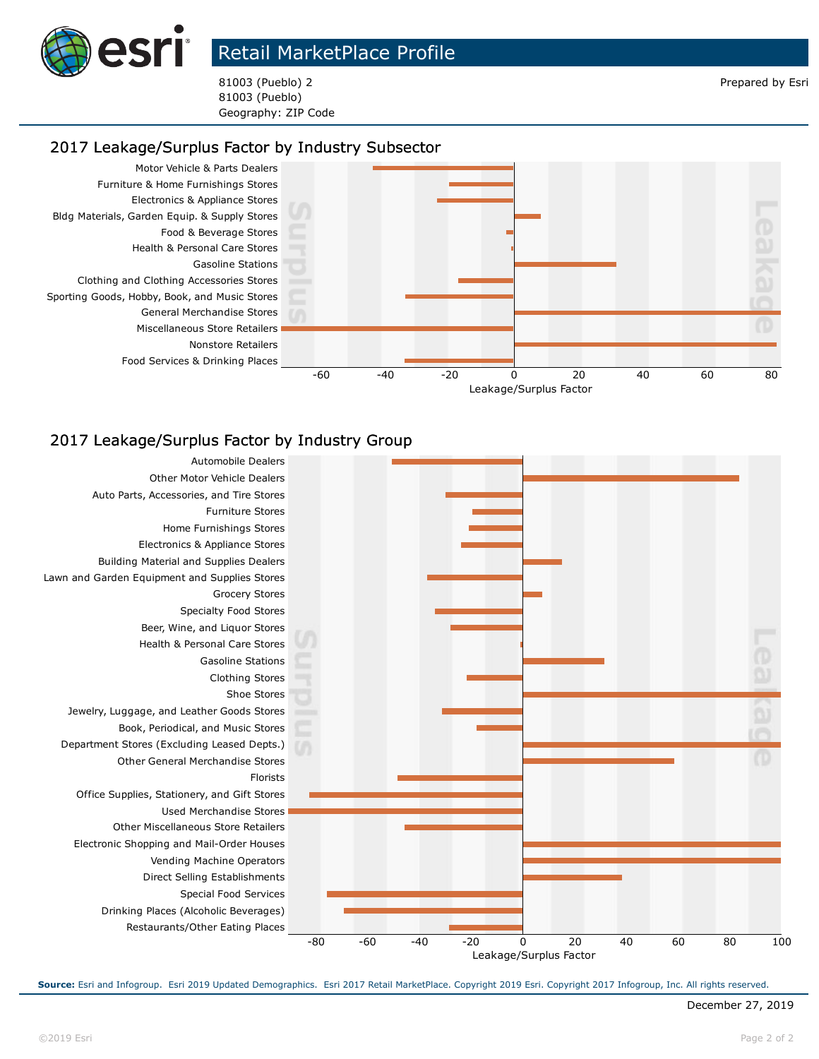# Retail MarketPlace Profile

81003 (Pueblo) 2
81003 (Pueblo)
Geography: ZIP Code

Prepared by Esri

## 2017 Leakage/Surplus Factor by Industry Subsector

Motor Vehicle & Parts Dealers
Furniture & Home Furnishings Stores
Electronics & Appliance Stores
Bldg Materials, Garden Equip. & Supply Stores
Food & Beverage Stores
Health & Personal Care Stores
Gasoline Stations
Clothing and Clothing Accessories Stores
Sporting Goods, Hobby, Book, and Music Stores
General Merchandise Stores
Miscellaneous Store Retailers
Nonstore Retailers
Food Services & Drinking Places

Surplus
Leakage

-60 -40 -20 0 20 40 60 80

Leakage/Surplus Factor

## 2017 Leakage/Surplus Factor by Industry Group

Automobile Dealers
Other Motor Vehicle Dealers
Auto Parts, Accessories, and Tire Stores
Furniture Stores
Home Furnishings Stores
Electronics & Appliance Stores
Building Material and Supplies Dealers
Lawn and Garden Equipment and Supplies Stores
Grocery Stores
Specialty Food Stores
Beer, Wine, and Liquor Stores
Health & Personal Care Stores
Gasoline Stations
Clothing Stores
Shoe Stores
Jewelry, Luggage, and Leather Goods Stores
Book, Periodical, and Music Stores
Department Stores (Excluding Leased Depts.)
Other General Merchandise Stores
Florists
Office Supplies, Stationery, and Gift Stores
Used Merchandise Stores
Other Miscellaneous Store Retailers
Electronic Shopping and Mail-Order Houses
Vending Machine Operators
Direct Selling Establishments
Special Food Services
Drinking Places (Alcoholic Beverages)
Restaurants/Other Eating Places

Surplus
Leakage

-80 -60 -40 -20 0 20 40 60 80 100

Leakage/Surplus Factor

**Source:** Esri and Infogroup. Esri 2019 Updated Demographics. Esri 2017 Retail MarketPlace. Copyright 2019 Esri. Copyright 2017 Infogroup, Inc. All rights reserved.

December 27, 2019